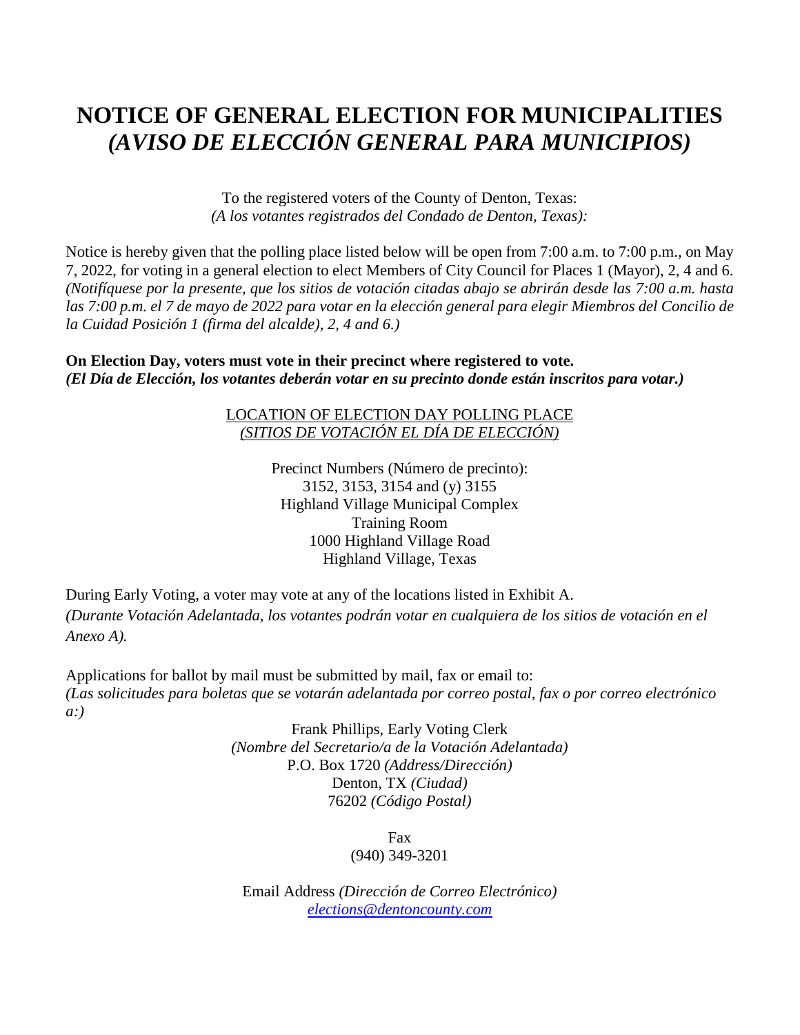# NOTICE OF GENERAL ELECTION FOR MUNICIPALITIES
# *(AVISO DE ELECCIÓN GENERAL PARA MUNICIPIOS)*

To the registered voters of the County of Denton, Texas:
*(A los votantes registrados del Condado de Denton, Texas):*

Notice is hereby given that the polling place listed below will be open from 7:00 a.m. to 7:00 p.m., on May 7, 2022, for voting in a general election to elect Members of City Council for Places 1 (Mayor), 2, 4 and 6.
*(Notifíquese por la presente, que los sitios de votación citadas abajo se abrirán desde las 7:00 a.m. hasta las 7:00 p.m. el 7 de mayo de 2022 para votar en la elección general para elegir Miembros del Concilio de la Cuidad Posición 1 (firma del alcalde), 2, 4 and 6.)*

**On Election Day, voters must vote in their precinct where registered to vote.**
***(El Día de Elección, los votantes deberán votar en su precinto donde están inscritos para votar.)***

LOCATION OF ELECTION DAY POLLING PLACE
*(SITIOS DE VOTACIÓN EL DÍA DE ELECCIÓN)*

Precinct Numbers (Número de precinto):
3152, 3153, 3154 and (y) 3155
Highland Village Municipal Complex
Training Room
1000 Highland Village Road
Highland Village, Texas

During Early Voting, a voter may vote at any of the locations listed in Exhibit A.
*(Durante Votación Adelantada, los votantes podrán votar en cualquiera de los sitios de votación en el Anexo A).*

Applications for ballot by mail must be submitted by mail, fax or email to:
*(Las solicitudes para boletas que se votarán adelantada por correo postal, fax o por correo electrónico a:)*

Frank Phillips, Early Voting Clerk
*(Nombre del Secretario/a de la Votación Adelantada)*
P.O. Box 1720 *(Address/Dirección)*
Denton, TX *(Ciudad)*
76202 *(Código Postal)*

Fax
(940) 349-3201

Email Address *(Dirección de Correo Electrónico)*
elections@dentoncounty.com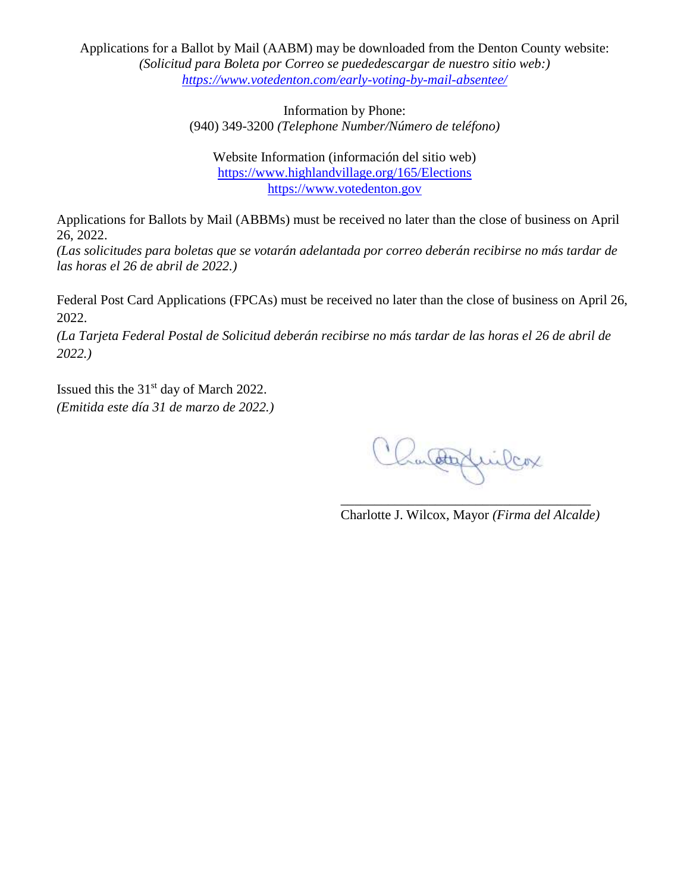Applications for a Ballot by Mail (AABM) may be downloaded from the Denton County website:
*(Solicitud para Boleta por Correo se puededescargar de nuestro sitio web:)*
*https://www.votedenton.com/early-voting-by-mail-absentee/*

Information by Phone:
(940) 349-3200 *(Telephone Number/Número de teléfono)*

Website Information (información del sitio web)
https://www.highlandvillage.org/165/Elections
https://www.votedenton.gov

Applications for Ballots by Mail (ABBMs) must be received no later than the close of business on April 26, 2022.
*(Las solicitudes para boletas que se votarán adelantada por correo deberán recibirse no más tardar de las horas el 26 de abril de 2022.)*

Federal Post Card Applications (FPCAs) must be received no later than the close of business on April 26, 2022.
*(La Tarjeta Federal Postal de Solicitud deberán recibirse no más tardar de las horas el 26 de abril de 2022.)*

Issued this the 31st day of March 2022.
*(Emitida este día 31 de marzo de 2022.)*

\_\_\_\_\_\_\_\_\_\_\_\_\_\_\_\_\_\_\_\_\_\_\_\_\_\_\_\_\_\_\_\_\_\_\_\_
Charlotte J. Wilcox, Mayor *(Firma del Alcalde)*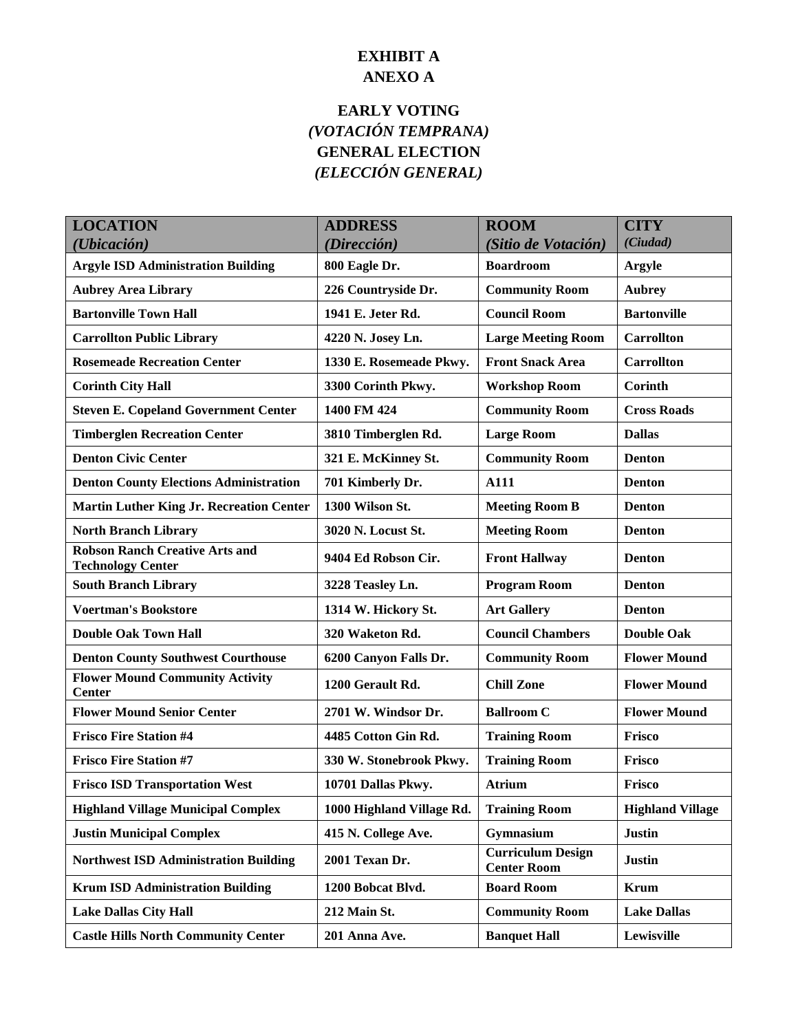**EXHIBIT A**
**ANEXO A**

**EARLY VOTING**
***(VOTACIÓN TEMPRANA)***
**GENERAL ELECTION**
***(ELECCIÓN GENERAL)***

| LOCATION *(Ubicación)* | ADDRESS *(Dirección)* | ROOM *(Sitio de Votación)* | CITY *(Ciudad)* |
|---|---|---|---|
| Argyle ISD Administration Building | 800 Eagle Dr. | Boardroom | Argyle |
| Aubrey Area Library | 226 Countryside Dr. | Community Room | Aubrey |
| Bartonville Town Hall | 1941 E. Jeter Rd. | Council Room | Bartonville |
| Carrollton Public Library | 4220 N. Josey Ln. | Large Meeting Room | Carrollton |
| Rosemeade Recreation Center | 1330 E. Rosemeade Pkwy. | Front Snack Area | Carrollton |
| Corinth City Hall | 3300 Corinth Pkwy. | Workshop Room | Corinth |
| Steven E. Copeland Government Center | 1400 FM 424 | Community Room | Cross Roads |
| Timberglen Recreation Center | 3810 Timberglen Rd. | Large Room | Dallas |
| Denton Civic Center | 321 E. McKinney St. | Community Room | Denton |
| Denton County Elections Administration | 701 Kimberly Dr. | A111 | Denton |
| Martin Luther King Jr. Recreation Center | 1300 Wilson St. | Meeting Room B | Denton |
| North Branch Library | 3020 N. Locust St. | Meeting Room | Denton |
| Robson Ranch Creative Arts and Technology Center | 9404 Ed Robson Cir. | Front Hallway | Denton |
| South Branch Library | 3228 Teasley Ln. | Program Room | Denton |
| Voertman's Bookstore | 1314 W. Hickory St. | Art Gallery | Denton |
| Double Oak Town Hall | 320 Waketon Rd. | Council Chambers | Double Oak |
| Denton County Southwest Courthouse | 6200 Canyon Falls Dr. | Community Room | Flower Mound |
| Flower Mound Community Activity Center | 1200 Gerault Rd. | Chill Zone | Flower Mound |
| Flower Mound Senior Center | 2701 W. Windsor Dr. | Ballroom C | Flower Mound |
| Frisco Fire Station #4 | 4485 Cotton Gin Rd. | Training Room | Frisco |
| Frisco Fire Station #7 | 330 W. Stonebrook Pkwy. | Training Room | Frisco |
| Frisco ISD Transportation West | 10701 Dallas Pkwy. | Atrium | Frisco |
| Highland Village Municipal Complex | 1000 Highland Village Rd. | Training Room | Highland Village |
| Justin Municipal Complex | 415 N. College Ave. | Gymnasium | Justin |
| Northwest ISD Administration Building | 2001 Texan Dr. | Curriculum Design Center Room | Justin |
| Krum ISD Administration Building | 1200 Bobcat Blvd. | Board Room | Krum |
| Lake Dallas City Hall | 212 Main St. | Community Room | Lake Dallas |
| Castle Hills North Community Center | 201 Anna Ave. | Banquet Hall | Lewisville |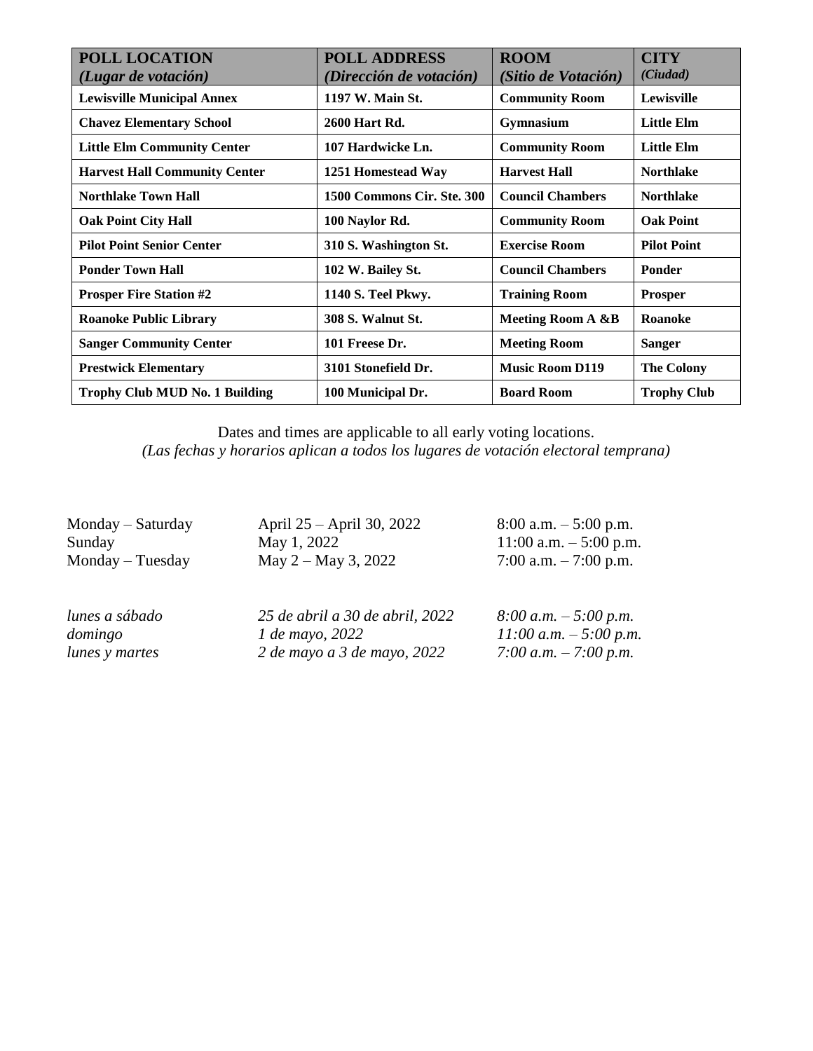| **POLL LOCATION** *(Lugar de votación)* | **POLL ADDRESS** *(Dirección de votación)* | **ROOM** *(Sitio de Votación)* | **CITY** *(Ciudad)* |
|---|---|---|---|
| **Lewisville Municipal Annex** | **1197 W. Main St.** | **Community Room** | **Lewisville** |
| **Chavez Elementary School** | **2600 Hart Rd.** | **Gymnasium** | **Little Elm** |
| **Little Elm Community Center** | **107 Hardwicke Ln.** | **Community Room** | **Little Elm** |
| **Harvest Hall Community Center** | **1251 Homestead Way** | **Harvest Hall** | **Northlake** |
| **Northlake Town Hall** | **1500 Commons Cir. Ste. 300** | **Council Chambers** | **Northlake** |
| **Oak Point City Hall** | **100 Naylor Rd.** | **Community Room** | **Oak Point** |
| **Pilot Point Senior Center** | **310 S. Washington St.** | **Exercise Room** | **Pilot Point** |
| **Ponder Town Hall** | **102 W. Bailey St.** | **Council Chambers** | **Ponder** |
| **Prosper Fire Station #2** | **1140 S. Teel Pkwy.** | **Training Room** | **Prosper** |
| **Roanoke Public Library** | **308 S. Walnut St.** | **Meeting Room A &B** | **Roanoke** |
| **Sanger Community Center** | **101 Freese Dr.** | **Meeting Room** | **Sanger** |
| **Prestwick Elementary** | **3101 Stonefield Dr.** | **Music Room D119** | **The Colony** |
| **Trophy Club MUD No. 1 Building** | **100 Municipal Dr.** | **Board Room** | **Trophy Club** |

Dates and times are applicable to all early voting locations.
*(Las fechas y horarios aplican a todos los lugares de votación electoral temprana)*

| | | |
|---|---|---|
| Monday – Saturday | April 25 – April 30, 2022 | 8:00 a.m. – 5:00 p.m. |
| Sunday | May 1, 2022 | 11:00 a.m. – 5:00 p.m. |
| Monday – Tuesday | May 2 – May 3, 2022 | 7:00 a.m. – 7:00 p.m. |

| | | |
|---|---|---|
| *lunes a sábado* | *25 de abril a 30 de abril, 2022* | *8:00 a.m. – 5:00 p.m.* |
| *domingo* | *1 de mayo, 2022* | *11:00 a.m. – 5:00 p.m.* |
| *lunes y martes* | *2 de mayo a 3 de mayo, 2022* | *7:00 a.m. – 7:00 p.m.* |